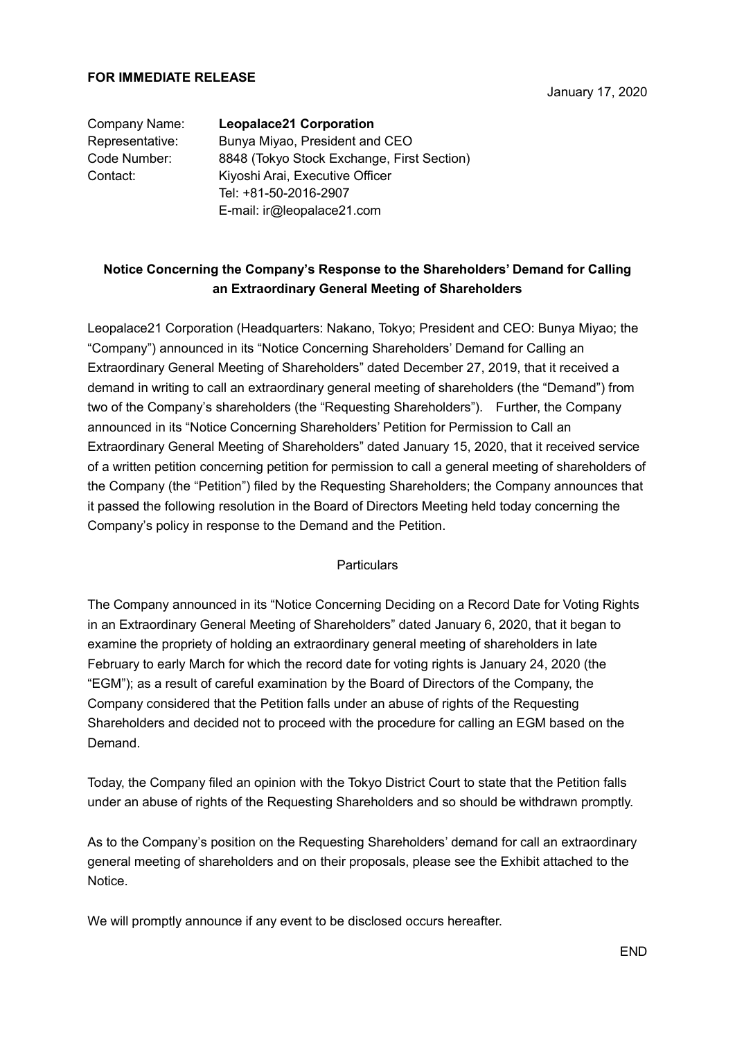**FOR IMMEDIATE RELEASE**

January 17, 2020

| | |
|---|---|
| Company Name: | **Leopalace21 Corporation** |
| Representative: | Bunya Miyao, President and CEO |
| Code Number: | 8848 (Tokyo Stock Exchange, First Section) |
| Contact: | Kiyoshi Arai, Executive Officer |
| | Tel: +81-50-2016-2907 |
| | E-mail: ir@leopalace21.com |

## Notice Concerning the Company's Response to the Shareholders' Demand for Calling an Extraordinary General Meeting of Shareholders

Leopalace21 Corporation (Headquarters: Nakano, Tokyo; President and CEO: Bunya Miyao; the "Company") announced in its "Notice Concerning Shareholders' Demand for Calling an Extraordinary General Meeting of Shareholders" dated December 27, 2019, that it received a demand in writing to call an extraordinary general meeting of shareholders (the "Demand") from two of the Company's shareholders (the "Requesting Shareholders"). Further, the Company announced in its "Notice Concerning Shareholders' Petition for Permission to Call an Extraordinary General Meeting of Shareholders" dated January 15, 2020, that it received service of a written petition concerning petition for permission to call a general meeting of shareholders of the Company (the "Petition") filed by the Requesting Shareholders; the Company announces that it passed the following resolution in the Board of Directors Meeting held today concerning the Company's policy in response to the Demand and the Petition.

Particulars

The Company announced in its "Notice Concerning Deciding on a Record Date for Voting Rights in an Extraordinary General Meeting of Shareholders" dated January 6, 2020, that it began to examine the propriety of holding an extraordinary general meeting of shareholders in late February to early March for which the record date for voting rights is January 24, 2020 (the "EGM"); as a result of careful examination by the Board of Directors of the Company, the Company considered that the Petition falls under an abuse of rights of the Requesting Shareholders and decided not to proceed with the procedure for calling an EGM based on the Demand.

Today, the Company filed an opinion with the Tokyo District Court to state that the Petition falls under an abuse of rights of the Requesting Shareholders and so should be withdrawn promptly.

As to the Company's position on the Requesting Shareholders' demand for call an extraordinary general meeting of shareholders and on their proposals, please see the Exhibit attached to the Notice.

We will promptly announce if any event to be disclosed occurs hereafter.

END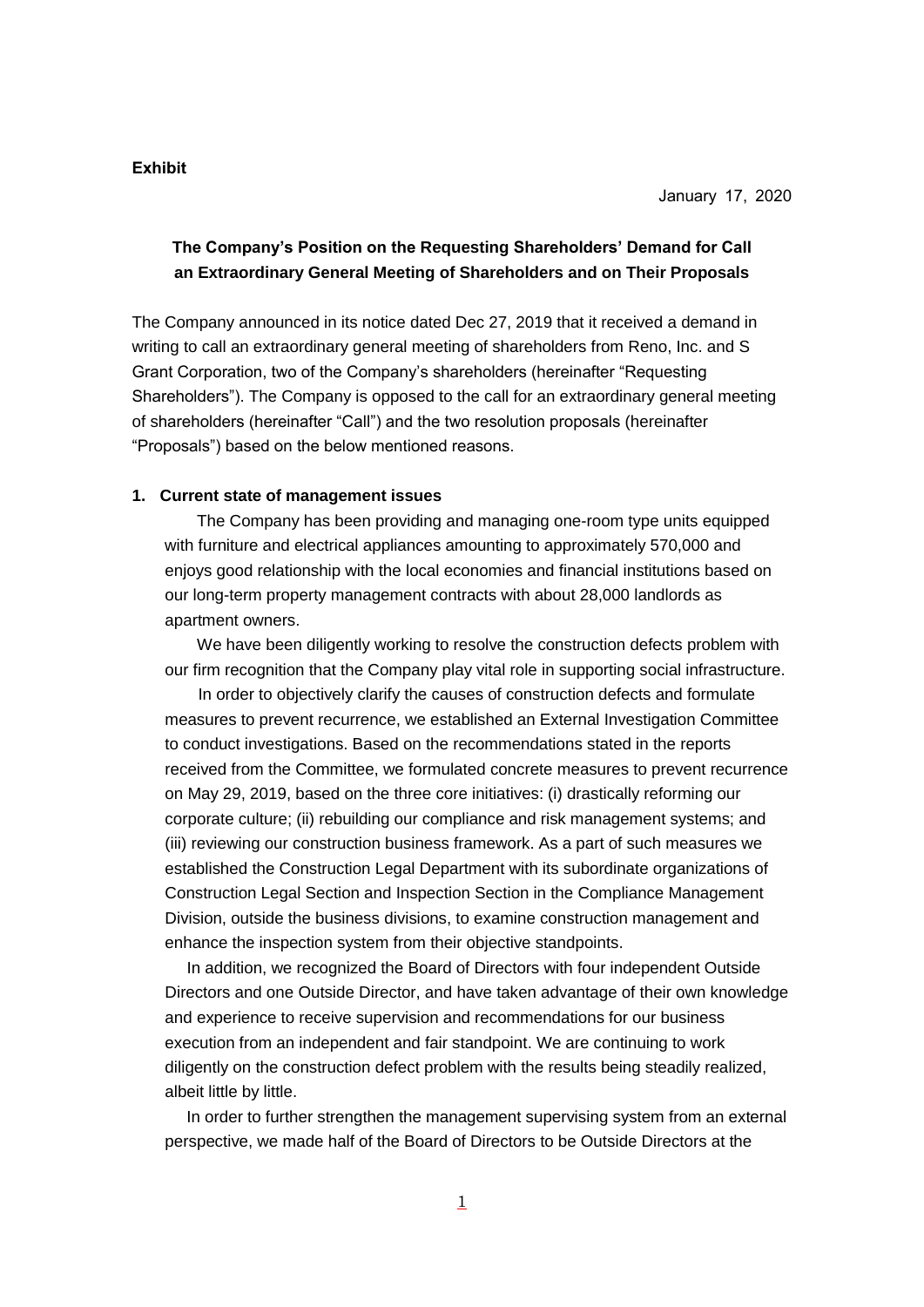**Exhibit**

January 17, 2020

**The Company's Position on the Requesting Shareholders' Demand for Call an Extraordinary General Meeting of Shareholders and on Their Proposals**

The Company announced in its notice dated Dec 27, 2019 that it received a demand in writing to call an extraordinary general meeting of shareholders from Reno, Inc. and S Grant Corporation, two of the Company's shareholders (hereinafter "Requesting Shareholders"). The Company is opposed to the call for an extraordinary general meeting of shareholders (hereinafter "Call") and the two resolution proposals (hereinafter "Proposals") based on the below mentioned reasons.

## 1. Current state of management issues

The Company has been providing and managing one-room type units equipped with furniture and electrical appliances amounting to approximately 570,000 and enjoys good relationship with the local economies and financial institutions based on our long-term property management contracts with about 28,000 landlords as apartment owners.

We have been diligently working to resolve the construction defects problem with our firm recognition that the Company play vital role in supporting social infrastructure.

In order to objectively clarify the causes of construction defects and formulate measures to prevent recurrence, we established an External Investigation Committee to conduct investigations. Based on the recommendations stated in the reports received from the Committee, we formulated concrete measures to prevent recurrence on May 29, 2019, based on the three core initiatives: (i) drastically reforming our corporate culture; (ii) rebuilding our compliance and risk management systems; and (iii) reviewing our construction business framework. As a part of such measures we established the Construction Legal Department with its subordinate organizations of Construction Legal Section and Inspection Section in the Compliance Management Division, outside the business divisions, to examine construction management and enhance the inspection system from their objective standpoints.

In addition, we recognized the Board of Directors with four independent Outside Directors and one Outside Director, and have taken advantage of their own knowledge and experience to receive supervision and recommendations for our business execution from an independent and fair standpoint. We are continuing to work diligently on the construction defect problem with the results being steadily realized, albeit little by little.

In order to further strengthen the management supervising system from an external perspective, we made half of the Board of Directors to be Outside Directors at the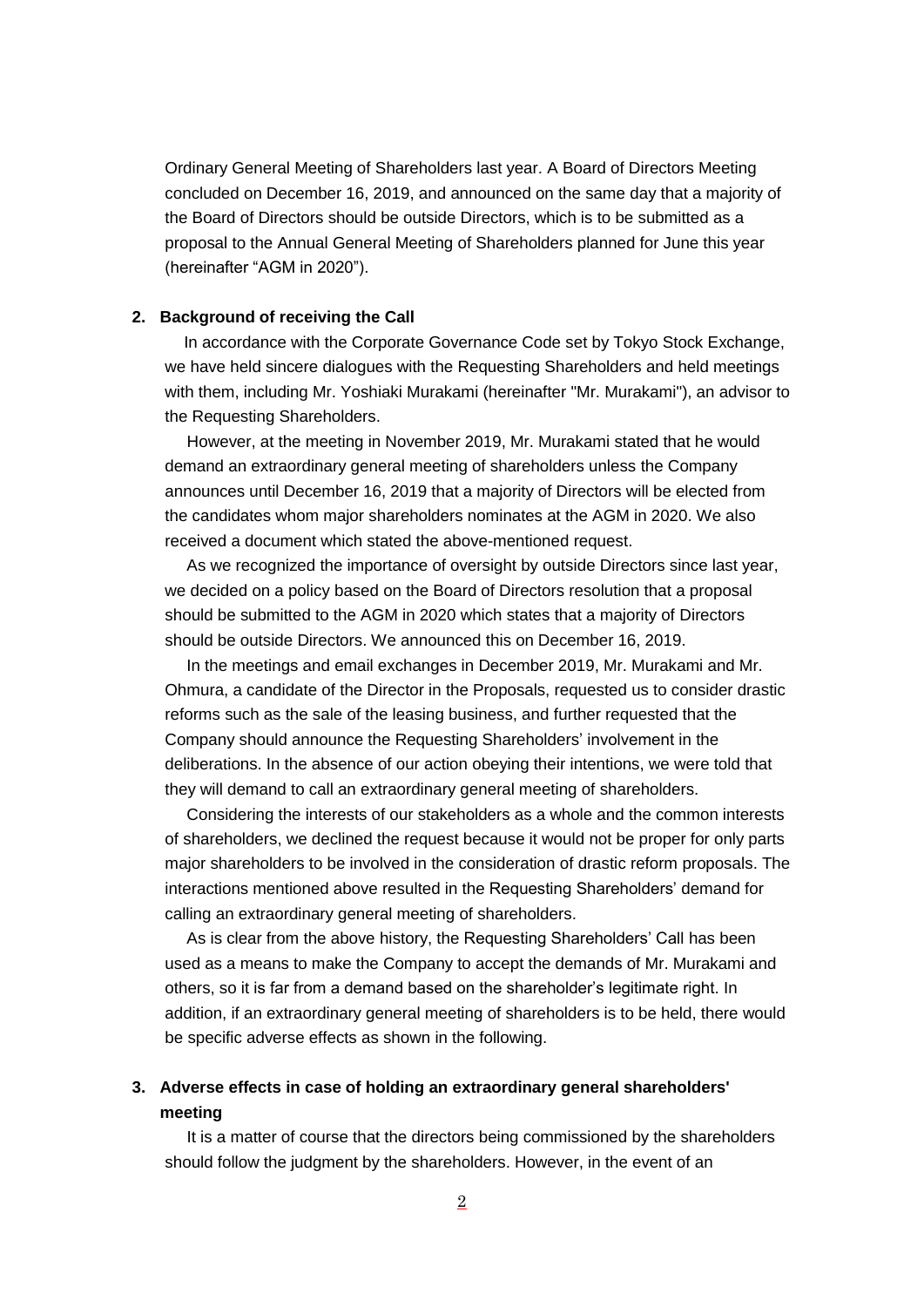Ordinary General Meeting of Shareholders last year. A Board of Directors Meeting concluded on December 16, 2019, and announced on the same day that a majority of the Board of Directors should be outside Directors, which is to be submitted as a proposal to the Annual General Meeting of Shareholders planned for June this year (hereinafter "AGM in 2020").

## 2. Background of receiving the Call

In accordance with the Corporate Governance Code set by Tokyo Stock Exchange, we have held sincere dialogues with the Requesting Shareholders and held meetings with them, including Mr. Yoshiaki Murakami (hereinafter "Mr. Murakami"), an advisor to the Requesting Shareholders.

However, at the meeting in November 2019, Mr. Murakami stated that he would demand an extraordinary general meeting of shareholders unless the Company announces until December 16, 2019 that a majority of Directors will be elected from the candidates whom major shareholders nominates at the AGM in 2020. We also received a document which stated the above-mentioned request.

As we recognized the importance of oversight by outside Directors since last year, we decided on a policy based on the Board of Directors resolution that a proposal should be submitted to the AGM in 2020 which states that a majority of Directors should be outside Directors. We announced this on December 16, 2019.

In the meetings and email exchanges in December 2019, Mr. Murakami and Mr. Ohmura, a candidate of the Director in the Proposals, requested us to consider drastic reforms such as the sale of the leasing business, and further requested that the Company should announce the Requesting Shareholders' involvement in the deliberations. In the absence of our action obeying their intentions, we were told that they will demand to call an extraordinary general meeting of shareholders.

Considering the interests of our stakeholders as a whole and the common interests of shareholders, we declined the request because it would not be proper for only parts major shareholders to be involved in the consideration of drastic reform proposals. The interactions mentioned above resulted in the Requesting Shareholders' demand for calling an extraordinary general meeting of shareholders.

As is clear from the above history, the Requesting Shareholders' Call has been used as a means to make the Company to accept the demands of Mr. Murakami and others, so it is far from a demand based on the shareholder's legitimate right. In addition, if an extraordinary general meeting of shareholders is to be held, there would be specific adverse effects as shown in the following.

## 3. Adverse effects in case of holding an extraordinary general shareholders' meeting

It is a matter of course that the directors being commissioned by the shareholders should follow the judgment by the shareholders. However, in the event of an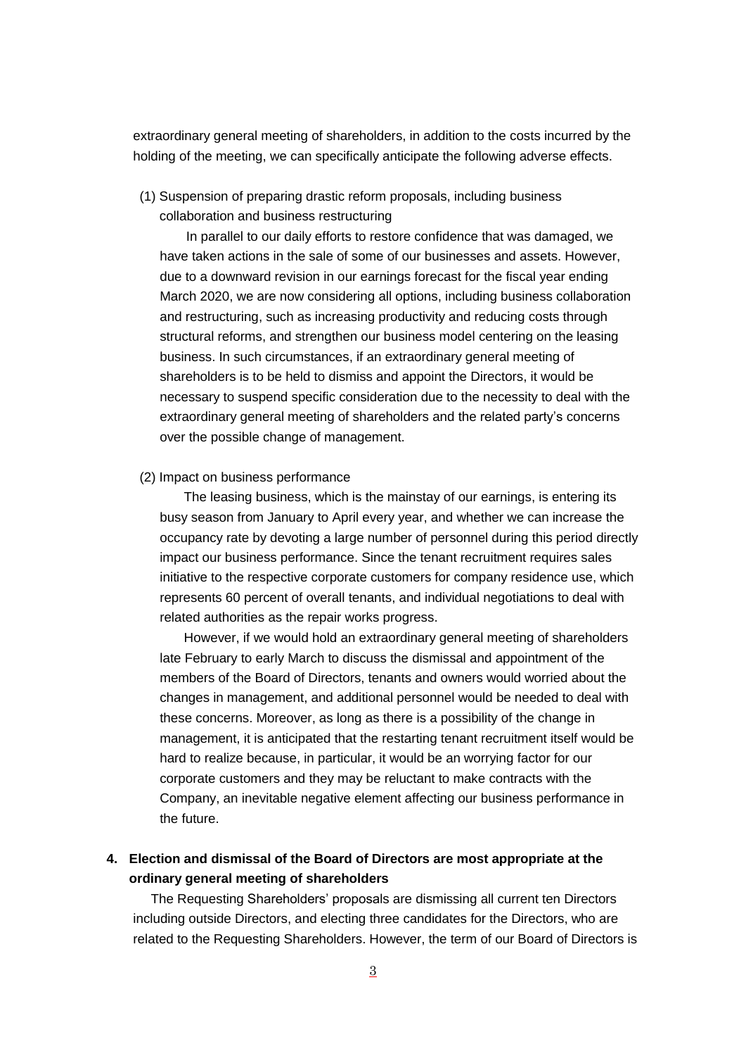extraordinary general meeting of shareholders, in addition to the costs incurred by the holding of the meeting, we can specifically anticipate the following adverse effects.

(1) Suspension of preparing drastic reform proposals, including business collaboration and business restructuring

In parallel to our daily efforts to restore confidence that was damaged, we have taken actions in the sale of some of our businesses and assets. However, due to a downward revision in our earnings forecast for the fiscal year ending March 2020, we are now considering all options, including business collaboration and restructuring, such as increasing productivity and reducing costs through structural reforms, and strengthen our business model centering on the leasing business. In such circumstances, if an extraordinary general meeting of shareholders is to be held to dismiss and appoint the Directors, it would be necessary to suspend specific consideration due to the necessity to deal with the extraordinary general meeting of shareholders and the related party's concerns over the possible change of management.

(2) Impact on business performance

The leasing business, which is the mainstay of our earnings, is entering its busy season from January to April every year, and whether we can increase the occupancy rate by devoting a large number of personnel during this period directly impact our business performance. Since the tenant recruitment requires sales initiative to the respective corporate customers for company residence use, which represents 60 percent of overall tenants, and individual negotiations to deal with related authorities as the repair works progress.

However, if we would hold an extraordinary general meeting of shareholders late February to early March to discuss the dismissal and appointment of the members of the Board of Directors, tenants and owners would worried about the changes in management, and additional personnel would be needed to deal with these concerns. Moreover, as long as there is a possibility of the change in management, it is anticipated that the restarting tenant recruitment itself would be hard to realize because, in particular, it would be an worrying factor for our corporate customers and they may be reluctant to make contracts with the Company, an inevitable negative element affecting our business performance in the future.

## 4. Election and dismissal of the Board of Directors are most appropriate at the ordinary general meeting of shareholders

The Requesting Shareholders' proposals are dismissing all current ten Directors including outside Directors, and electing three candidates for the Directors, who are related to the Requesting Shareholders. However, the term of our Board of Directors is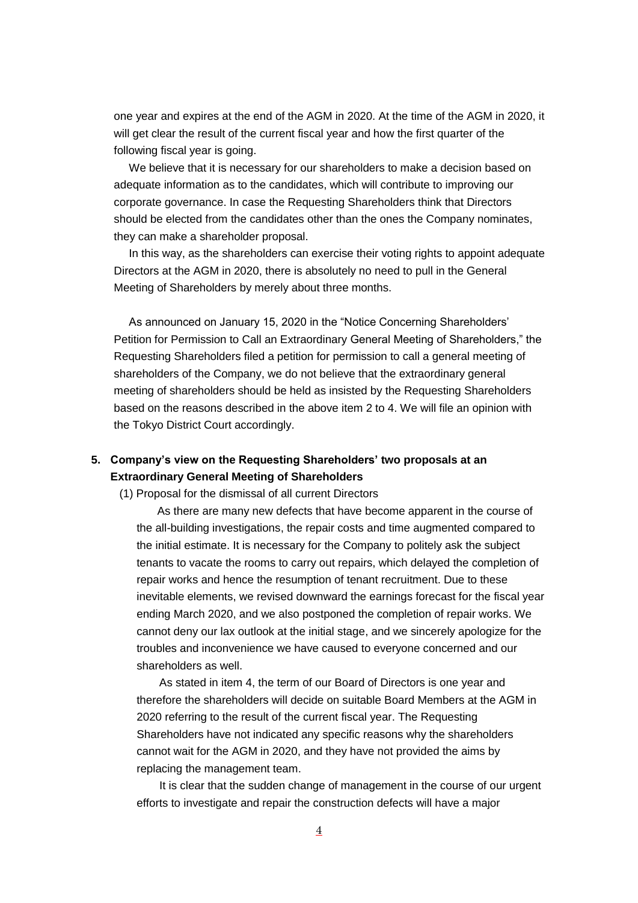one year and expires at the end of the AGM in 2020. At the time of the AGM in 2020, it will get clear the result of the current fiscal year and how the first quarter of the following fiscal year is going.

We believe that it is necessary for our shareholders to make a decision based on adequate information as to the candidates, which will contribute to improving our corporate governance. In case the Requesting Shareholders think that Directors should be elected from the candidates other than the ones the Company nominates, they can make a shareholder proposal.

In this way, as the shareholders can exercise their voting rights to appoint adequate Directors at the AGM in 2020, there is absolutely no need to pull in the General Meeting of Shareholders by merely about three months.

As announced on January 15, 2020 in the "Notice Concerning Shareholders' Petition for Permission to Call an Extraordinary General Meeting of Shareholders," the Requesting Shareholders filed a petition for permission to call a general meeting of shareholders of the Company, we do not believe that the extraordinary general meeting of shareholders should be held as insisted by the Requesting Shareholders based on the reasons described in the above item 2 to 4. We will file an opinion with the Tokyo District Court accordingly.

## 5. Company's view on the Requesting Shareholders' two proposals at an Extraordinary General Meeting of Shareholders

(1) Proposal for the dismissal of all current Directors

As there are many new defects that have become apparent in the course of the all-building investigations, the repair costs and time augmented compared to the initial estimate. It is necessary for the Company to politely ask the subject tenants to vacate the rooms to carry out repairs, which delayed the completion of repair works and hence the resumption of tenant recruitment. Due to these inevitable elements, we revised downward the earnings forecast for the fiscal year ending March 2020, and we also postponed the completion of repair works. We cannot deny our lax outlook at the initial stage, and we sincerely apologize for the troubles and inconvenience we have caused to everyone concerned and our shareholders as well.

As stated in item 4, the term of our Board of Directors is one year and therefore the shareholders will decide on suitable Board Members at the AGM in 2020 referring to the result of the current fiscal year. The Requesting Shareholders have not indicated any specific reasons why the shareholders cannot wait for the AGM in 2020, and they have not provided the aims by replacing the management team.

It is clear that the sudden change of management in the course of our urgent efforts to investigate and repair the construction defects will have a major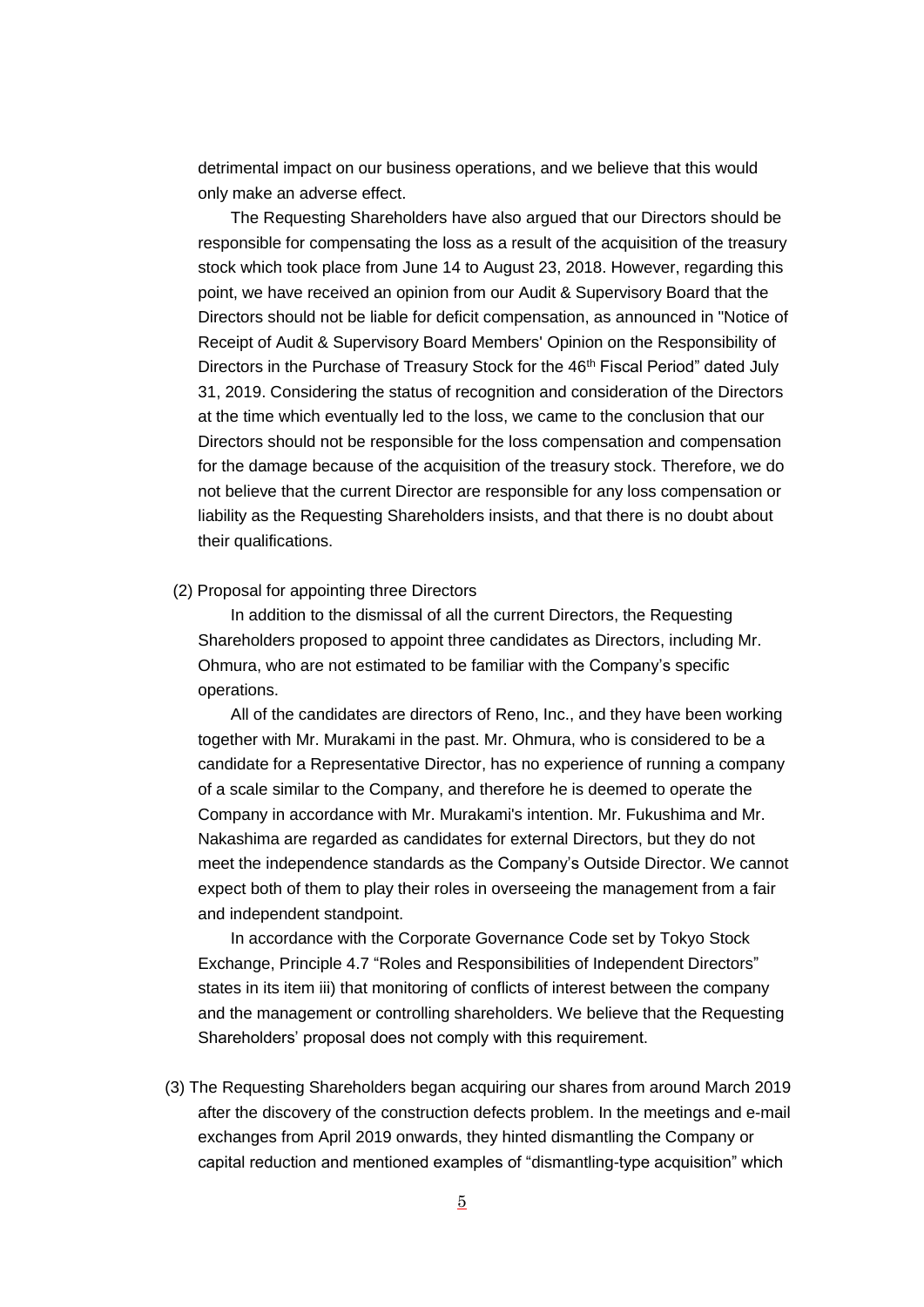detrimental impact on our business operations, and we believe that this would only make an adverse effect.

The Requesting Shareholders have also argued that our Directors should be responsible for compensating the loss as a result of the acquisition of the treasury stock which took place from June 14 to August 23, 2018. However, regarding this point, we have received an opinion from our Audit & Supervisory Board that the Directors should not be liable for deficit compensation, as announced in "Notice of Receipt of Audit & Supervisory Board Members' Opinion on the Responsibility of Directors in the Purchase of Treasury Stock for the 46th Fiscal Period" dated July 31, 2019. Considering the status of recognition and consideration of the Directors at the time which eventually led to the loss, we came to the conclusion that our Directors should not be responsible for the loss compensation and compensation for the damage because of the acquisition of the treasury stock. Therefore, we do not believe that the current Director are responsible for any loss compensation or liability as the Requesting Shareholders insists, and that there is no doubt about their qualifications.

(2) Proposal for appointing three Directors

In addition to the dismissal of all the current Directors, the Requesting Shareholders proposed to appoint three candidates as Directors, including Mr. Ohmura, who are not estimated to be familiar with the Company's specific operations.

All of the candidates are directors of Reno, Inc., and they have been working together with Mr. Murakami in the past. Mr. Ohmura, who is considered to be a candidate for a Representative Director, has no experience of running a company of a scale similar to the Company, and therefore he is deemed to operate the Company in accordance with Mr. Murakami's intention. Mr. Fukushima and Mr. Nakashima are regarded as candidates for external Directors, but they do not meet the independence standards as the Company's Outside Director. We cannot expect both of them to play their roles in overseeing the management from a fair and independent standpoint.

In accordance with the Corporate Governance Code set by Tokyo Stock Exchange, Principle 4.7 "Roles and Responsibilities of Independent Directors" states in its item iii) that monitoring of conflicts of interest between the company and the management or controlling shareholders. We believe that the Requesting Shareholders' proposal does not comply with this requirement.

(3) The Requesting Shareholders began acquiring our shares from around March 2019 after the discovery of the construction defects problem. In the meetings and e-mail exchanges from April 2019 onwards, they hinted dismantling the Company or capital reduction and mentioned examples of "dismantling-type acquisition" which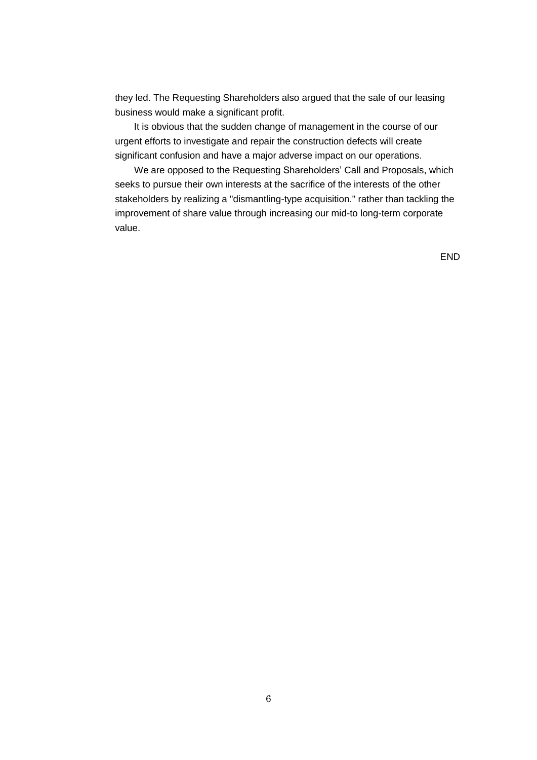they led. The Requesting Shareholders also argued that the sale of our leasing business would make a significant profit.

It is obvious that the sudden change of management in the course of our urgent efforts to investigate and repair the construction defects will create significant confusion and have a major adverse impact on our operations.

We are opposed to the Requesting Shareholders' Call and Proposals, which seeks to pursue their own interests at the sacrifice of the interests of the other stakeholders by realizing a "dismantling-type acquisition." rather than tackling the improvement of share value through increasing our mid-to long-term corporate value.

END